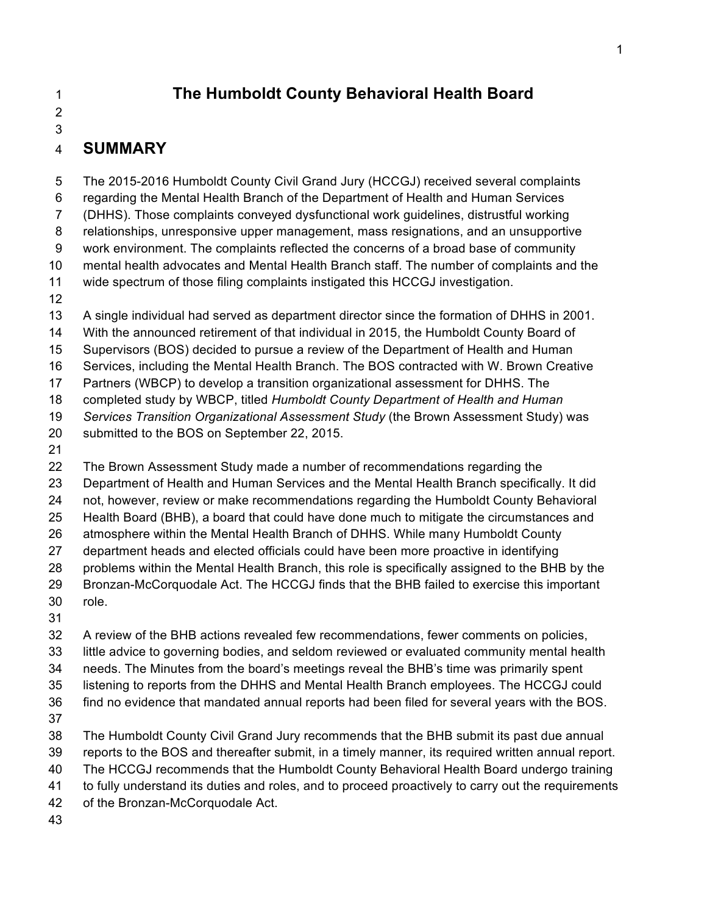# The Humboldt County Behavioral Health Board

## SUMMARY

The 2015-2016 Humboldt County Civil Grand Jury (HCCGJ) received several complaints regarding the Mental Health Branch of the Department of Health and Human Services (DHHS). Those complaints conveyed dysfunctional work guidelines, distrustful working relationships, unresponsive upper management, mass resignations, and an unsupportive work environment. The complaints reflected the concerns of a broad base of community mental health advocates and Mental Health Branch staff. The number of complaints and the wide spectrum of those filing complaints instigated this HCCGJ investigation.

A single individual had served as department director since the formation of DHHS in 2001. With the announced retirement of that individual in 2015, the Humboldt County Board of Supervisors (BOS) decided to pursue a review of the Department of Health and Human Services, including the Mental Health Branch. The BOS contracted with W. Brown Creative Partners (WBCP) to develop a transition organizational assessment for DHHS. The completed study by WBCP, titled *Humboldt County Department of Health and Human Services Transition Organizational Assessment Study* (the Brown Assessment Study) was submitted to the BOS on September 22, 2015.

The Brown Assessment Study made a number of recommendations regarding the Department of Health and Human Services and the Mental Health Branch specifically. It did not, however, review or make recommendations regarding the Humboldt County Behavioral Health Board (BHB), a board that could have done much to mitigate the circumstances and atmosphere within the Mental Health Branch of DHHS. While many Humboldt County department heads and elected officials could have been more proactive in identifying problems within the Mental Health Branch, this role is specifically assigned to the BHB by the Bronzan-McCorquodale Act. The HCCGJ finds that the BHB failed to exercise this important role.

A review of the BHB actions revealed few recommendations, fewer comments on policies, little advice to governing bodies, and seldom reviewed or evaluated community mental health needs. The Minutes from the board's meetings reveal the BHB's time was primarily spent listening to reports from the DHHS and Mental Health Branch employees. The HCCGJ could find no evidence that mandated annual reports had been filed for several years with the BOS.

The Humboldt County Civil Grand Jury recommends that the BHB submit its past due annual reports to the BOS and thereafter submit, in a timely manner, its required written annual report. The HCCGJ recommends that the Humboldt County Behavioral Health Board undergo training to fully understand its duties and roles, and to proceed proactively to carry out the requirements of the Bronzan-McCorquodale Act.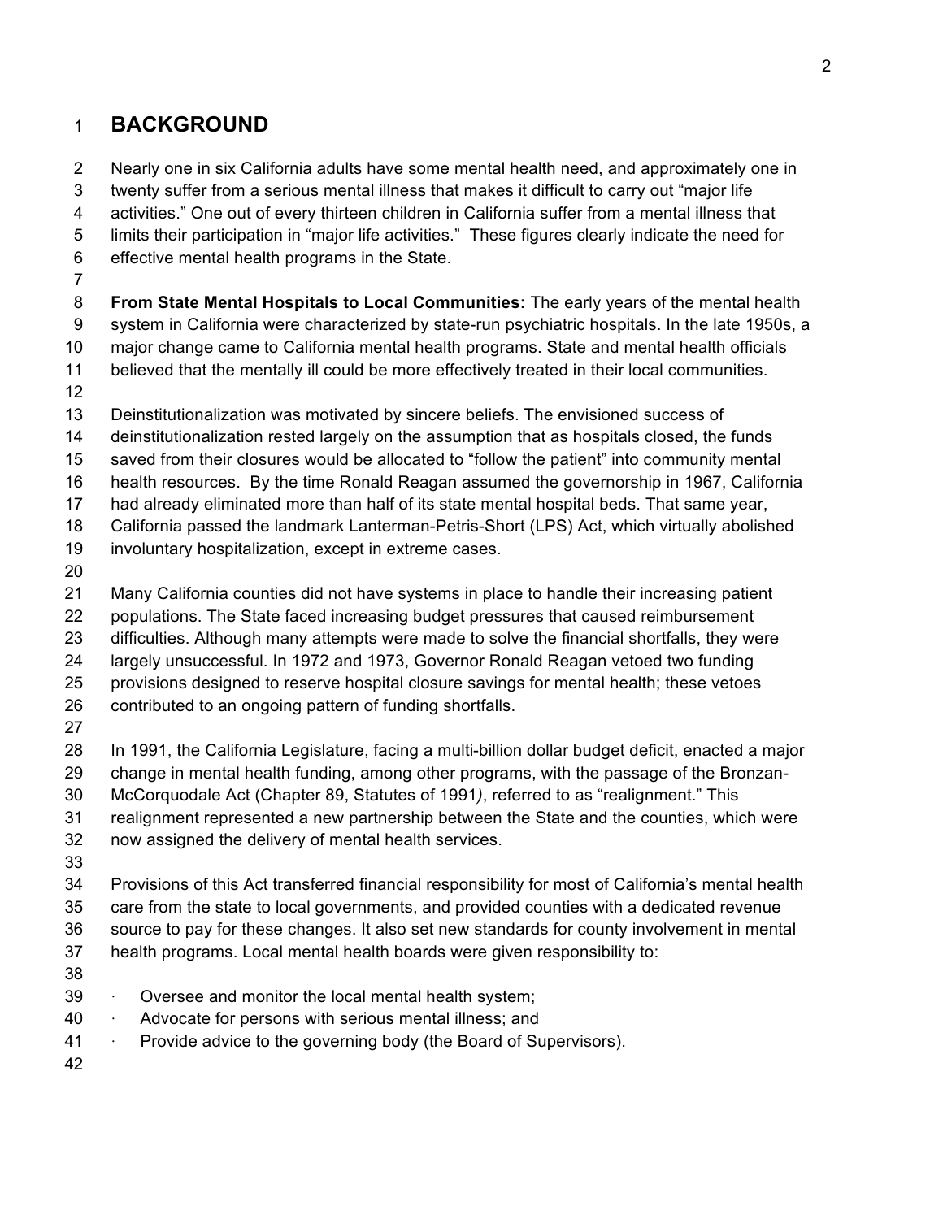## BACKGROUND

Nearly one in six California adults have some mental health need, and approximately one in twenty suffer from a serious mental illness that makes it difficult to carry out "major life activities." One out of every thirteen children in California suffer from a mental illness that limits their participation in "major life activities." These figures clearly indicate the need for effective mental health programs in the State.

**From State Mental Hospitals to Local Communities:** The early years of the mental health system in California were characterized by state-run psychiatric hospitals. In the late 1950s, a major change came to California mental health programs. State and mental health officials believed that the mentally ill could be more effectively treated in their local communities.

Deinstitutionalization was motivated by sincere beliefs. The envisioned success of deinstitutionalization rested largely on the assumption that as hospitals closed, the funds saved from their closures would be allocated to "follow the patient" into community mental health resources. By the time Ronald Reagan assumed the governorship in 1967, California had already eliminated more than half of its state mental hospital beds. That same year, California passed the landmark Lanterman-Petris-Short (LPS) Act, which virtually abolished involuntary hospitalization, except in extreme cases.

Many California counties did not have systems in place to handle their increasing patient populations. The State faced increasing budget pressures that caused reimbursement difficulties. Although many attempts were made to solve the financial shortfalls, they were largely unsuccessful. In 1972 and 1973, Governor Ronald Reagan vetoed two funding provisions designed to reserve hospital closure savings for mental health; these vetoes contributed to an ongoing pattern of funding shortfalls.

In 1991, the California Legislature, facing a multi-billion dollar budget deficit, enacted a major change in mental health funding, among other programs, with the passage of the Bronzan-McCorquodale Act (Chapter 89, Statutes of 1991*)*, referred to as "realignment." This realignment represented a new partnership between the State and the counties, which were now assigned the delivery of mental health services.

Provisions of this Act transferred financial responsibility for most of California's mental health care from the state to local governments, and provided counties with a dedicated revenue source to pay for these changes. It also set new standards for county involvement in mental health programs. Local mental health boards were given responsibility to:

- Oversee and monitor the local mental health system;
- Advocate for persons with serious mental illness; and
- Provide advice to the governing body (the Board of Supervisors).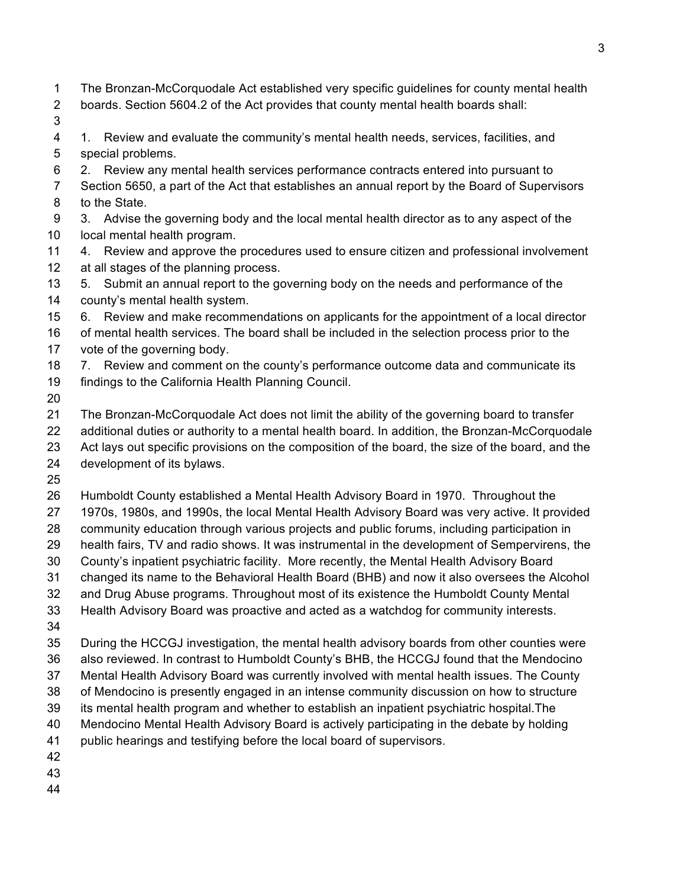The Bronzan-McCorquodale Act established very specific guidelines for county mental health boards. Section 5604.2 of the Act provides that county mental health boards shall:

1. Review and evaluate the community's mental health needs, services, facilities, and special problems.
2. Review any mental health services performance contracts entered into pursuant to Section 5650, a part of the Act that establishes an annual report by the Board of Supervisors to the State.
3. Advise the governing body and the local mental health director as to any aspect of the local mental health program.
4. Review and approve the procedures used to ensure citizen and professional involvement at all stages of the planning process.
5. Submit an annual report to the governing body on the needs and performance of the county's mental health system.
6. Review and make recommendations on applicants for the appointment of a local director of mental health services. The board shall be included in the selection process prior to the vote of the governing body.
7. Review and comment on the county's performance outcome data and communicate its findings to the California Health Planning Council.

The Bronzan-McCorquodale Act does not limit the ability of the governing board to transfer additional duties or authority to a mental health board. In addition, the Bronzan-McCorquodale Act lays out specific provisions on the composition of the board, the size of the board, and the development of its bylaws.

Humboldt County established a Mental Health Advisory Board in 1970. Throughout the 1970s, 1980s, and 1990s, the local Mental Health Advisory Board was very active. It provided community education through various projects and public forums, including participation in health fairs, TV and radio shows. It was instrumental in the development of Sempervirens, the County's inpatient psychiatric facility. More recently, the Mental Health Advisory Board changed its name to the Behavioral Health Board (BHB) and now it also oversees the Alcohol and Drug Abuse programs. Throughout most of its existence the Humboldt County Mental Health Advisory Board was proactive and acted as a watchdog for community interests.

During the HCCGJ investigation, the mental health advisory boards from other counties were also reviewed. In contrast to Humboldt County's BHB, the HCCGJ found that the Mendocino Mental Health Advisory Board was currently involved with mental health issues. The County of Mendocino is presently engaged in an intense community discussion on how to structure its mental health program and whether to establish an inpatient psychiatric hospital.The Mendocino Mental Health Advisory Board is actively participating in the debate by holding public hearings and testifying before the local board of supervisors.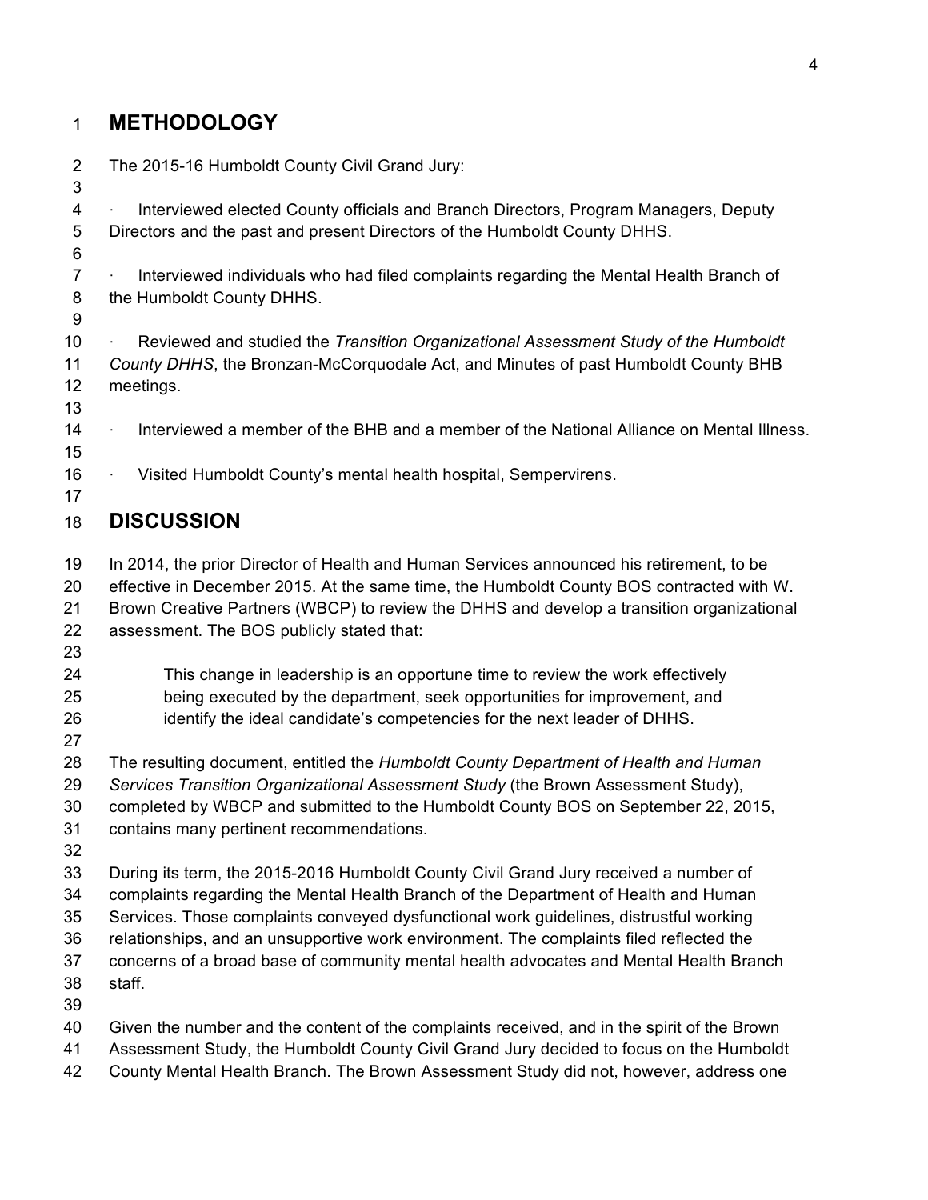## METHODOLOGY

The 2015-16 Humboldt County Civil Grand Jury:

- Interviewed elected County officials and Branch Directors, Program Managers, Deputy Directors and the past and present Directors of the Humboldt County DHHS.

- Interviewed individuals who had filed complaints regarding the Mental Health Branch of the Humboldt County DHHS.

- Reviewed and studied the *Transition Organizational Assessment Study of the Humboldt County DHHS*, the Bronzan-McCorquodale Act, and Minutes of past Humboldt County BHB meetings.

- Interviewed a member of the BHB and a member of the National Alliance on Mental Illness.

- Visited Humboldt County's mental health hospital, Sempervirens.

## DISCUSSION

In 2014, the prior Director of Health and Human Services announced his retirement, to be effective in December 2015. At the same time, the Humboldt County BOS contracted with W. Brown Creative Partners (WBCP) to review the DHHS and develop a transition organizational assessment. The BOS publicly stated that:

> This change in leadership is an opportune time to review the work effectively being executed by the department, seek opportunities for improvement, and identify the ideal candidate's competencies for the next leader of DHHS.

The resulting document, entitled the *Humboldt County Department of Health and Human Services Transition Organizational Assessment Study* (the Brown Assessment Study), completed by WBCP and submitted to the Humboldt County BOS on September 22, 2015, contains many pertinent recommendations.

During its term, the 2015-2016 Humboldt County Civil Grand Jury received a number of complaints regarding the Mental Health Branch of the Department of Health and Human Services. Those complaints conveyed dysfunctional work guidelines, distrustful working relationships, and an unsupportive work environment. The complaints filed reflected the concerns of a broad base of community mental health advocates and Mental Health Branch staff.

Given the number and the content of the complaints received, and in the spirit of the Brown Assessment Study, the Humboldt County Civil Grand Jury decided to focus on the Humboldt County Mental Health Branch. The Brown Assessment Study did not, however, address one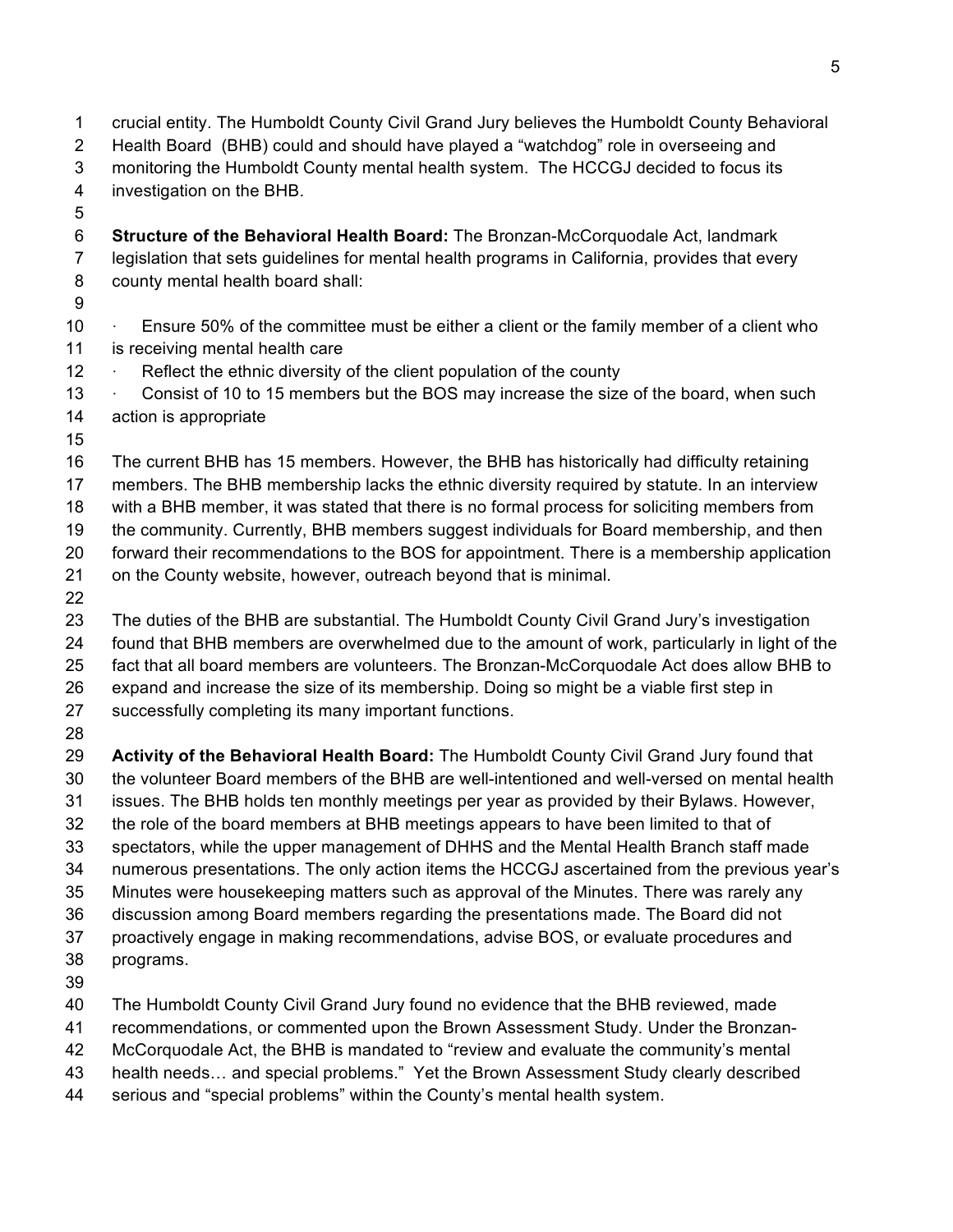crucial entity. The Humboldt County Civil Grand Jury believes the Humboldt County Behavioral Health Board (BHB) could and should have played a "watchdog" role in overseeing and monitoring the Humboldt County mental health system. The HCCGJ decided to focus its investigation on the BHB.

**Structure of the Behavioral Health Board:** The Bronzan-McCorquodale Act, landmark legislation that sets guidelines for mental health programs in California, provides that every county mental health board shall:

- Ensure 50% of the committee must be either a client or the family member of a client who is receiving mental health care
- Reflect the ethnic diversity of the client population of the county
- Consist of 10 to 15 members but the BOS may increase the size of the board, when such action is appropriate

The current BHB has 15 members. However, the BHB has historically had difficulty retaining members. The BHB membership lacks the ethnic diversity required by statute. In an interview with a BHB member, it was stated that there is no formal process for soliciting members from the community. Currently, BHB members suggest individuals for Board membership, and then forward their recommendations to the BOS for appointment. There is a membership application on the County website, however, outreach beyond that is minimal.

The duties of the BHB are substantial. The Humboldt County Civil Grand Jury's investigation found that BHB members are overwhelmed due to the amount of work, particularly in light of the fact that all board members are volunteers. The Bronzan-McCorquodale Act does allow BHB to expand and increase the size of its membership. Doing so might be a viable first step in successfully completing its many important functions.

**Activity of the Behavioral Health Board:** The Humboldt County Civil Grand Jury found that the volunteer Board members of the BHB are well-intentioned and well-versed on mental health issues. The BHB holds ten monthly meetings per year as provided by their Bylaws. However, the role of the board members at BHB meetings appears to have been limited to that of spectators, while the upper management of DHHS and the Mental Health Branch staff made numerous presentations. The only action items the HCCGJ ascertained from the previous year's Minutes were housekeeping matters such as approval of the Minutes. There was rarely any discussion among Board members regarding the presentations made. The Board did not proactively engage in making recommendations, advise BOS, or evaluate procedures and programs.

The Humboldt County Civil Grand Jury found no evidence that the BHB reviewed, made recommendations, or commented upon the Brown Assessment Study. Under the Bronzan-McCorquodale Act, the BHB is mandated to "review and evaluate the community's mental health needs… and special problems." Yet the Brown Assessment Study clearly described serious and "special problems" within the County's mental health system.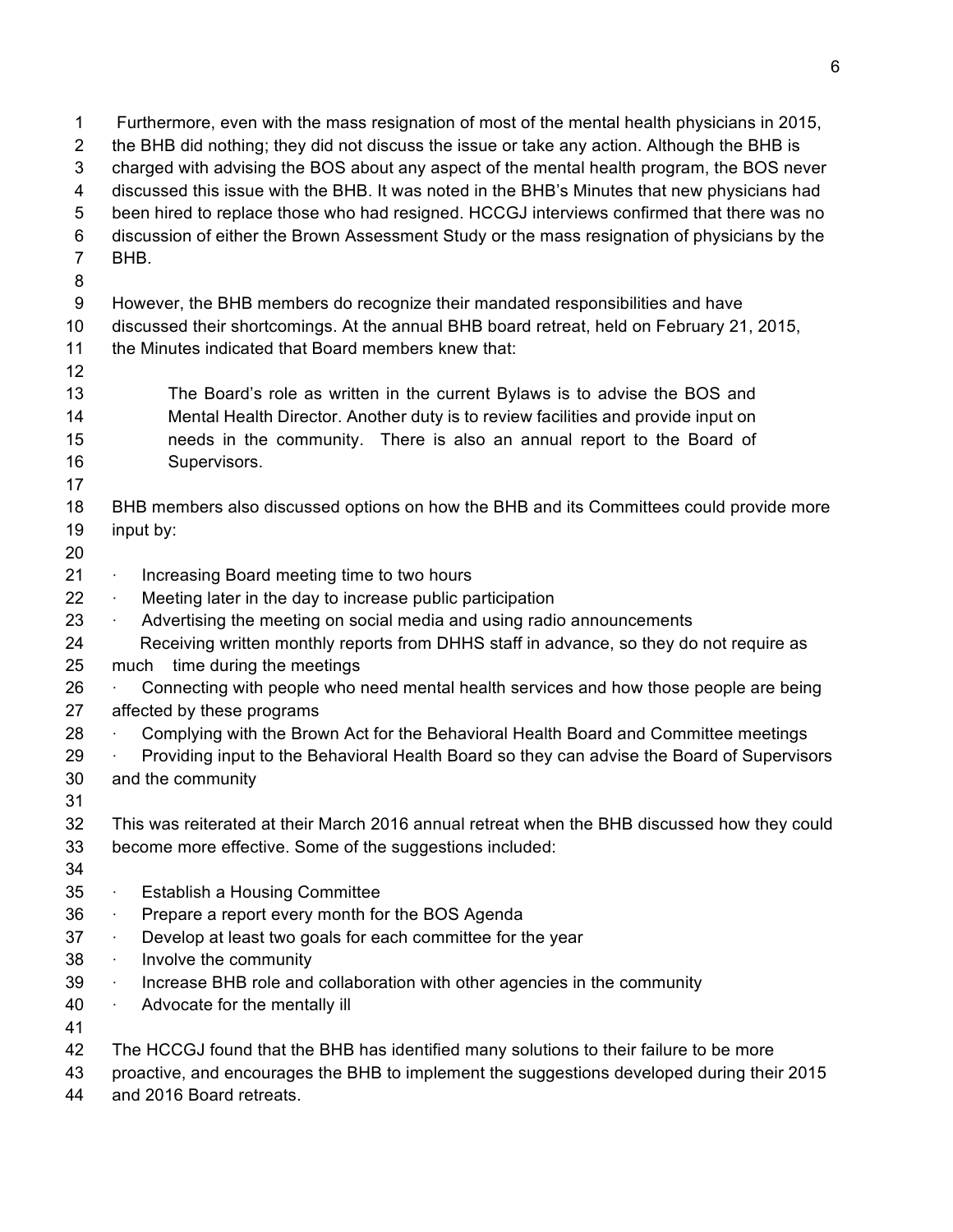Furthermore, even with the mass resignation of most of the mental health physicians in 2015, the BHB did nothing; they did not discuss the issue or take any action. Although the BHB is charged with advising the BOS about any aspect of the mental health program, the BOS never discussed this issue with the BHB. It was noted in the BHB's Minutes that new physicians had been hired to replace those who had resigned. HCCGJ interviews confirmed that there was no discussion of either the Brown Assessment Study or the mass resignation of physicians by the BHB.

However, the BHB members do recognize their mandated responsibilities and have discussed their shortcomings. At the annual BHB board retreat, held on February 21, 2015, the Minutes indicated that Board members knew that:

> The Board's role as written in the current Bylaws is to advise the BOS and Mental Health Director. Another duty is to review facilities and provide input on needs in the community. There is also an annual report to the Board of Supervisors.

BHB members also discussed options on how the BHB and its Committees could provide more input by:

- Increasing Board meeting time to two hours
- Meeting later in the day to increase public participation
- Advertising the meeting on social media and using radio announcements
- Receiving written monthly reports from DHHS staff in advance, so they do not require as much time during the meetings
- Connecting with people who need mental health services and how those people are being affected by these programs
- Complying with the Brown Act for the Behavioral Health Board and Committee meetings
- Providing input to the Behavioral Health Board so they can advise the Board of Supervisors and the community

This was reiterated at their March 2016 annual retreat when the BHB discussed how they could become more effective. Some of the suggestions included:

- Establish a Housing Committee
- Prepare a report every month for the BOS Agenda
- Develop at least two goals for each committee for the year
- Involve the community
- Increase BHB role and collaboration with other agencies in the community
- Advocate for the mentally ill

The HCCGJ found that the BHB has identified many solutions to their failure to be more proactive, and encourages the BHB to implement the suggestions developed during their 2015 and 2016 Board retreats.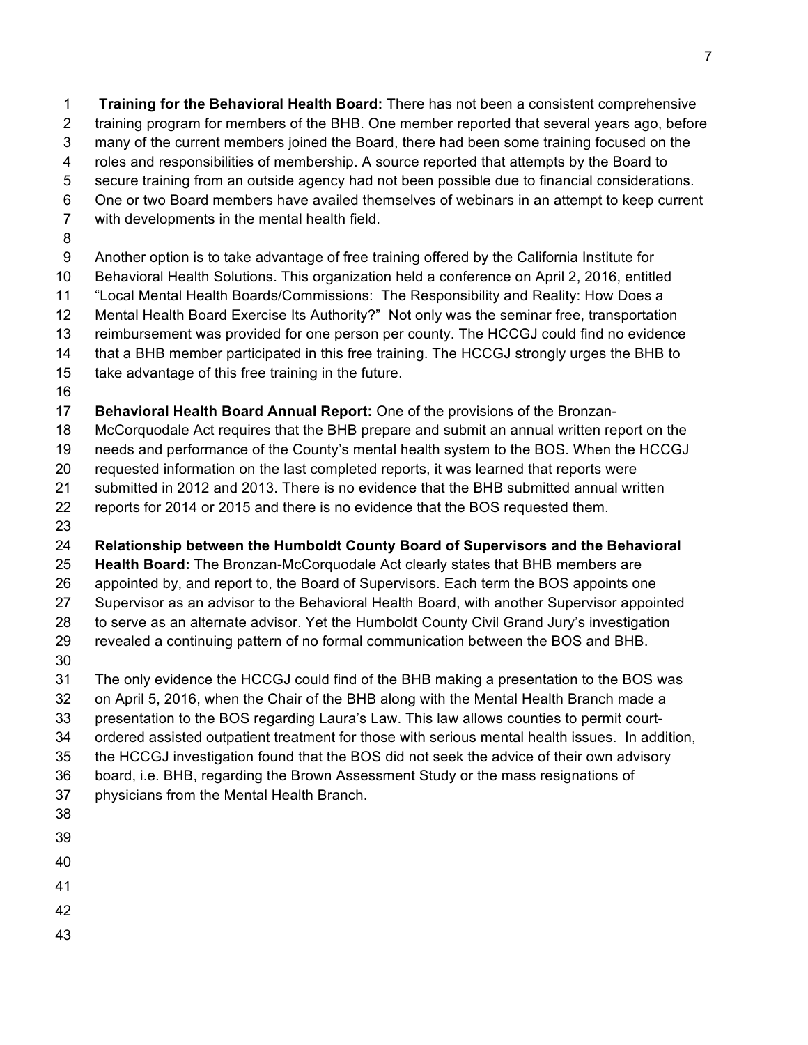**Training for the Behavioral Health Board:** There has not been a consistent comprehensive training program for members of the BHB. One member reported that several years ago, before many of the current members joined the Board, there had been some training focused on the roles and responsibilities of membership. A source reported that attempts by the Board to secure training from an outside agency had not been possible due to financial considerations. One or two Board members have availed themselves of webinars in an attempt to keep current with developments in the mental health field.

Another option is to take advantage of free training offered by the California Institute for Behavioral Health Solutions. This organization held a conference on April 2, 2016, entitled "Local Mental Health Boards/Commissions: The Responsibility and Reality: How Does a Mental Health Board Exercise Its Authority?" Not only was the seminar free, transportation reimbursement was provided for one person per county. The HCCGJ could find no evidence that a BHB member participated in this free training. The HCCGJ strongly urges the BHB to take advantage of this free training in the future.

**Behavioral Health Board Annual Report:** One of the provisions of the Bronzan-McCorquodale Act requires that the BHB prepare and submit an annual written report on the needs and performance of the County's mental health system to the BOS. When the HCCGJ requested information on the last completed reports, it was learned that reports were submitted in 2012 and 2013. There is no evidence that the BHB submitted annual written reports for 2014 or 2015 and there is no evidence that the BOS requested them.

**Relationship between the Humboldt County Board of Supervisors and the Behavioral Health Board:** The Bronzan-McCorquodale Act clearly states that BHB members are appointed by, and report to, the Board of Supervisors. Each term the BOS appoints one Supervisor as an advisor to the Behavioral Health Board, with another Supervisor appointed to serve as an alternate advisor. Yet the Humboldt County Civil Grand Jury's investigation revealed a continuing pattern of no formal communication between the BOS and BHB.

The only evidence the HCCGJ could find of the BHB making a presentation to the BOS was on April 5, 2016, when the Chair of the BHB along with the Mental Health Branch made a presentation to the BOS regarding Laura's Law. This law allows counties to permit court-ordered assisted outpatient treatment for those with serious mental health issues. In addition, the HCCGJ investigation found that the BOS did not seek the advice of their own advisory board, i.e. BHB, regarding the Brown Assessment Study or the mass resignations of physicians from the Mental Health Branch.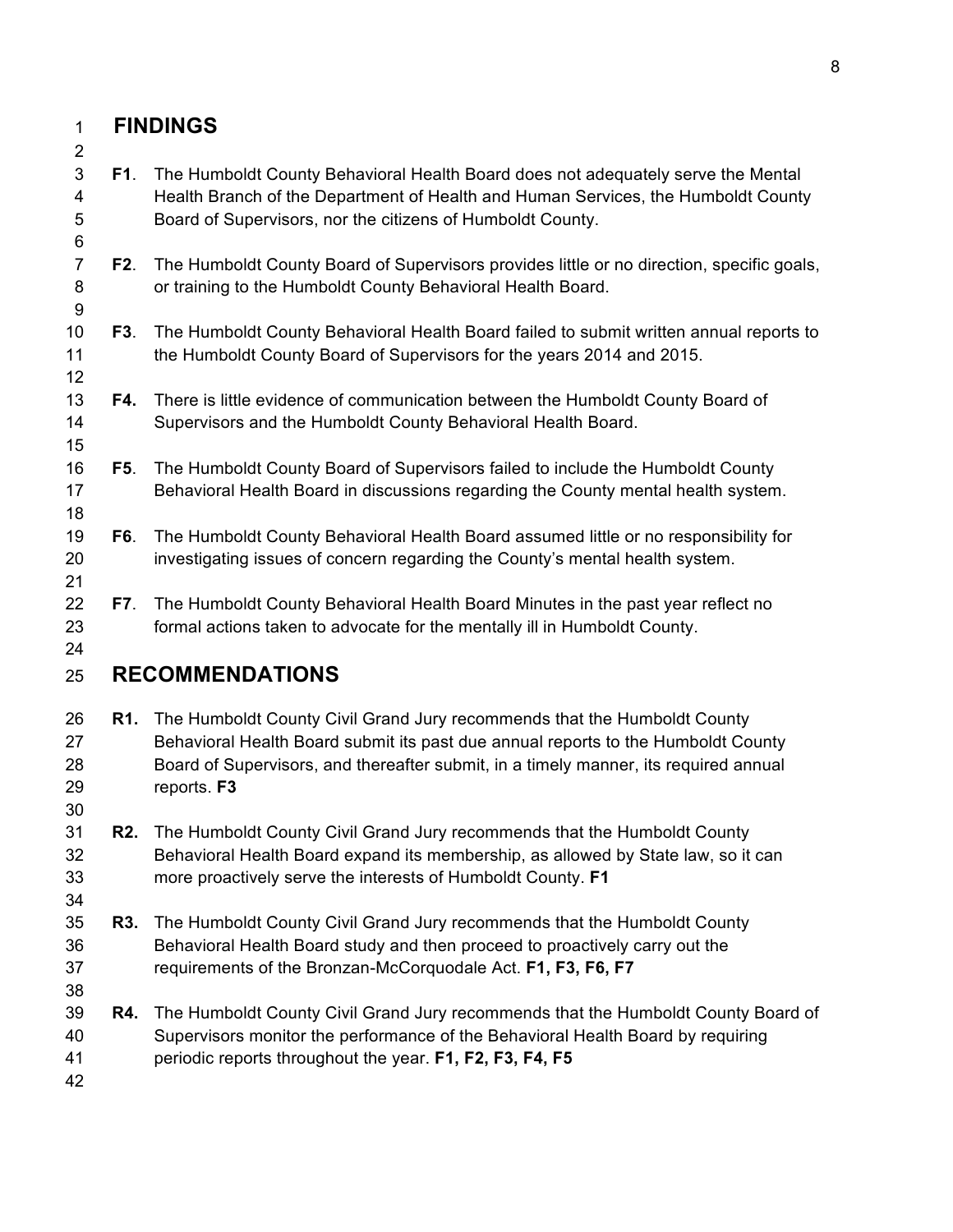## FINDINGS

**F1**. The Humboldt County Behavioral Health Board does not adequately serve the Mental Health Branch of the Department of Health and Human Services, the Humboldt County Board of Supervisors, nor the citizens of Humboldt County.

**F2**. The Humboldt County Board of Supervisors provides little or no direction, specific goals, or training to the Humboldt County Behavioral Health Board.

**F3**. The Humboldt County Behavioral Health Board failed to submit written annual reports to the Humboldt County Board of Supervisors for the years 2014 and 2015.

**F4.** There is little evidence of communication between the Humboldt County Board of Supervisors and the Humboldt County Behavioral Health Board.

**F5**. The Humboldt County Board of Supervisors failed to include the Humboldt County Behavioral Health Board in discussions regarding the County mental health system.

**F6**. The Humboldt County Behavioral Health Board assumed little or no responsibility for investigating issues of concern regarding the County's mental health system.

**F7**. The Humboldt County Behavioral Health Board Minutes in the past year reflect no formal actions taken to advocate for the mentally ill in Humboldt County.

## RECOMMENDATIONS

**R1.** The Humboldt County Civil Grand Jury recommends that the Humboldt County Behavioral Health Board submit its past due annual reports to the Humboldt County Board of Supervisors, and thereafter submit, in a timely manner, its required annual reports. **F3**

**R2.** The Humboldt County Civil Grand Jury recommends that the Humboldt County Behavioral Health Board expand its membership, as allowed by State law, so it can more proactively serve the interests of Humboldt County. **F1**

**R3.** The Humboldt County Civil Grand Jury recommends that the Humboldt County Behavioral Health Board study and then proceed to proactively carry out the requirements of the Bronzan-McCorquodale Act. **F1, F3, F6, F7**

**R4.** The Humboldt County Civil Grand Jury recommends that the Humboldt County Board of Supervisors monitor the performance of the Behavioral Health Board by requiring periodic reports throughout the year. **F1, F2, F3, F4, F5**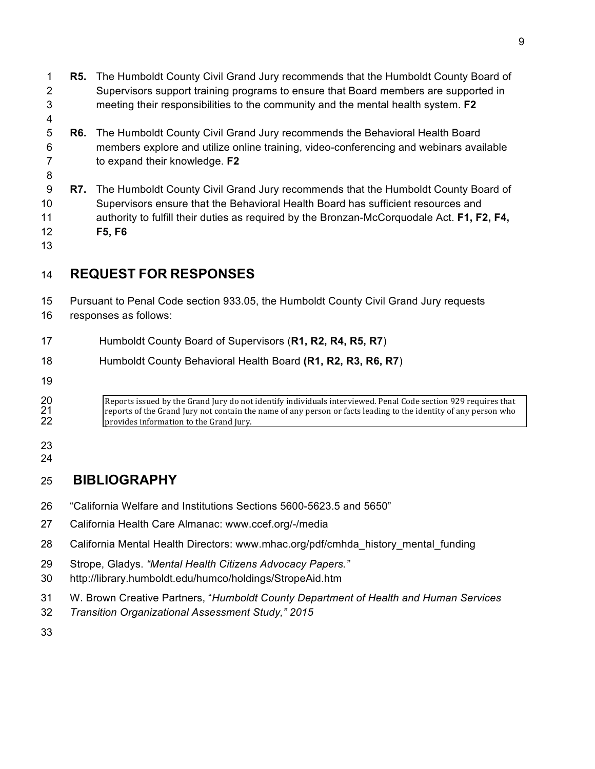**R5.** The Humboldt County Civil Grand Jury recommends that the Humboldt County Board of Supervisors support training programs to ensure that Board members are supported in meeting their responsibilities to the community and the mental health system. **F2**

**R6.** The Humboldt County Civil Grand Jury recommends the Behavioral Health Board members explore and utilize online training, video-conferencing and webinars available to expand their knowledge. **F2**

**R7.** The Humboldt County Civil Grand Jury recommends that the Humboldt County Board of Supervisors ensure that the Behavioral Health Board has sufficient resources and authority to fulfill their duties as required by the Bronzan-McCorquodale Act. **F1, F2, F4, F5, F6**

## REQUEST FOR RESPONSES

Pursuant to Penal Code section 933.05, the Humboldt County Civil Grand Jury requests responses as follows:

Humboldt County Board of Supervisors (**R1, R2, R4, R5, R7**)

Humboldt County Behavioral Health Board **(R1, R2, R3, R6, R7**)

Reports issued by the Grand Jury do not identify individuals interviewed. Penal Code section 929 requires that reports of the Grand Jury not contain the name of any person or facts leading to the identity of any person who provides information to the Grand Jury.

## BIBLIOGRAPHY

"California Welfare and Institutions Sections 5600-5623.5 and 5650"

California Health Care Almanac: www.ccef.org/-/media

California Mental Health Directors: www.mhac.org/pdf/cmhda_history_mental_funding

Strope, Gladys. *"Mental Health Citizens Advocacy Papers."*
http://library.humboldt.edu/humco/holdings/StropeAid.htm

W. Brown Creative Partners, "*Humboldt County Department of Health and Human Services Transition Organizational Assessment Study," 2015*